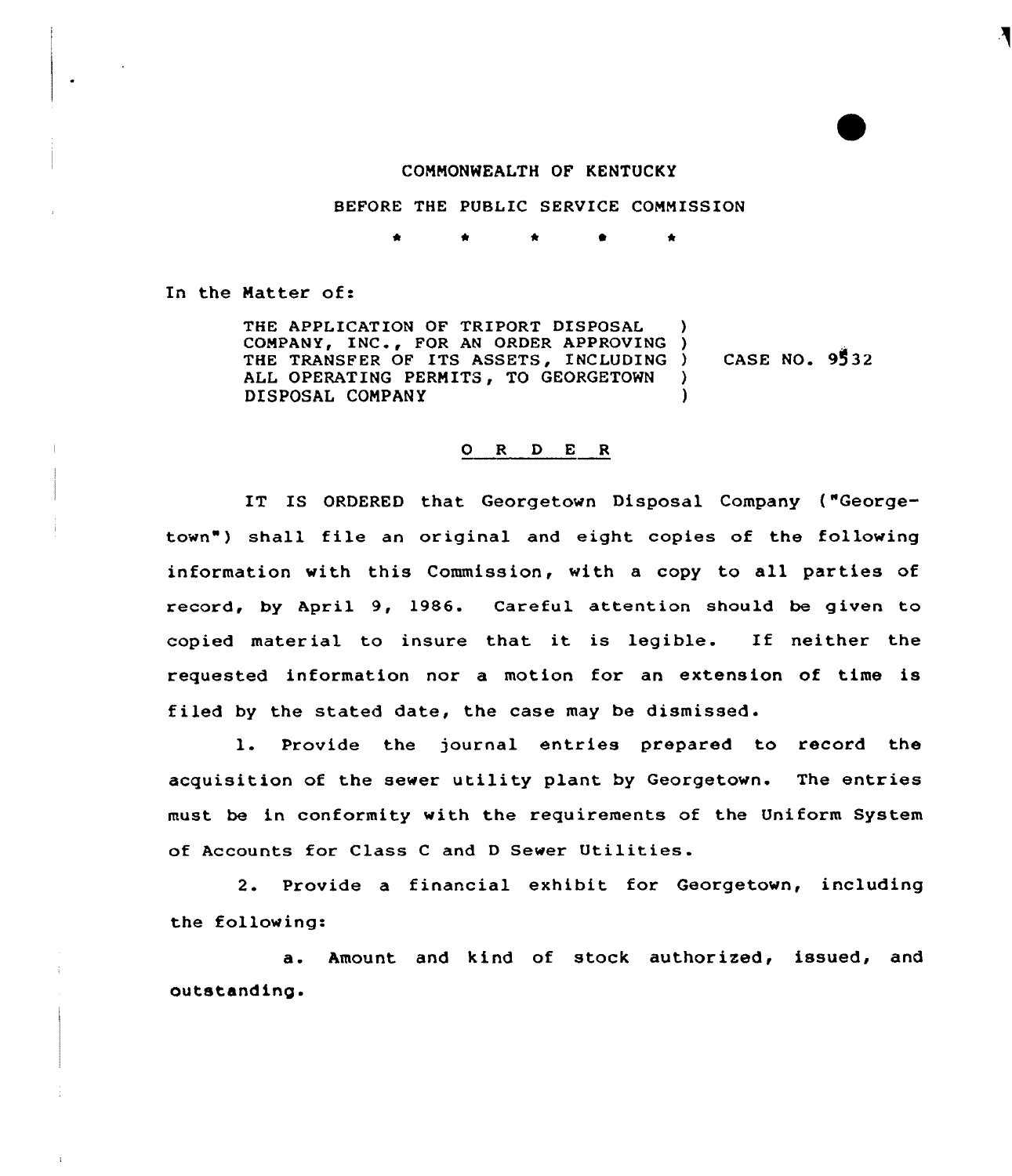COMMONWEALTH OF KENTUCKY

BEFORE THE PUBLIC SERVICE COMMISSION

\* \* \* \* \*

In the Matter of:

THE APPLICATION OF TRIPORT DISPOSAL COMPANY, INC., FOR AN ORDER APPROVING THE TRANSFER OF ITS ASSETS, INCLUDING ALL OPERATING PERMITS, TO GEORGETOWN DISPOSAL COMPANY ) CASE NO. 9532

## O R D E R

IT IS ORDERED that Georgetown Disposal Company ("Georgetown") shall file an original and eight copies of the following information with this Commission, with a copy to all parties of record, by April 9, 1986. Careful attention should be given to copied material to insure that it is legible. If neither the requested information nor a motion for an extension of time is filed by the stated date, the case may be dismissed.

1. Provide the journal entries prepared to record the acquisition of the sewer utility plant by Georgetown. The entries must be in conformity with the requirements of the Uniform System of Accounts for Class C and D Sewer Utilities.

2. Provide a financial exhibit for Georgetown, including the following:

   a. Amount and kind of stock authorized, issued, and outstanding.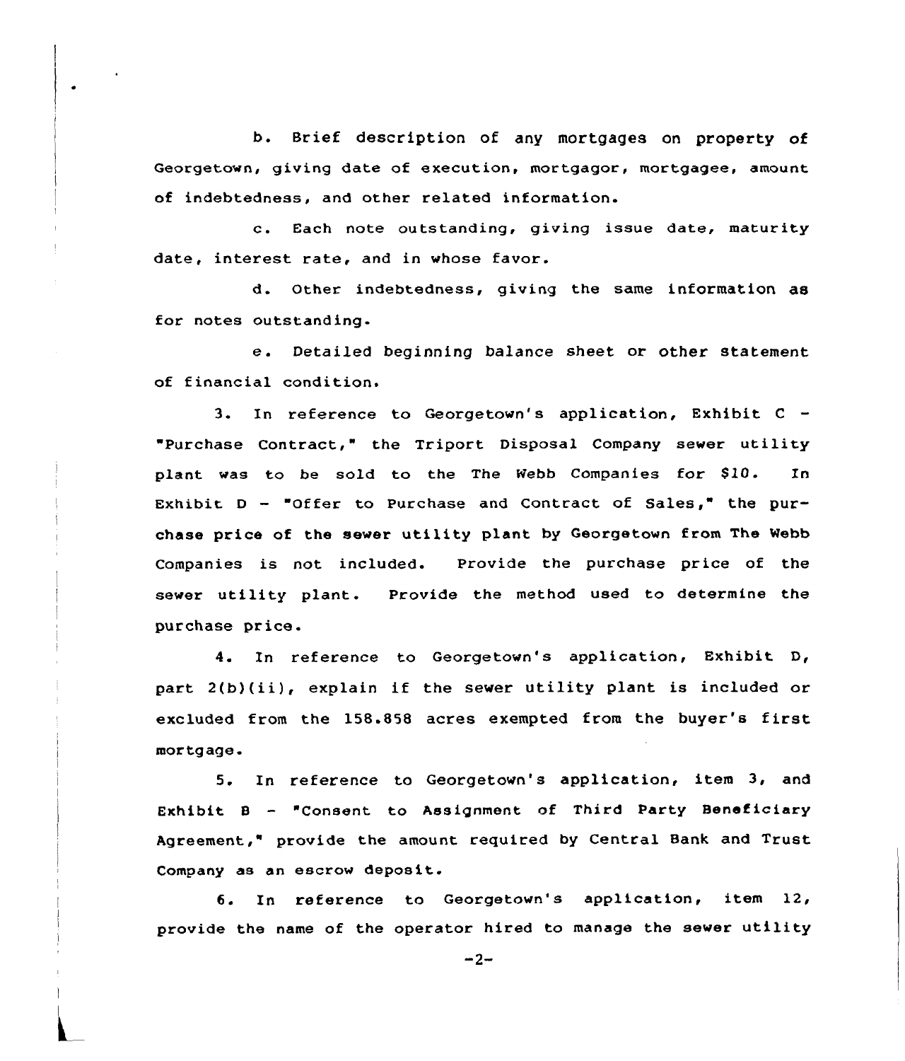b. Brief description of any mortgages on property of Georgetown, giving date of execution, mortgagor, mortgagee, amount of indebtedness, and other related information.

c. Each note outstanding, giving issue date, maturity date, interest rate, and in whose favor.

d. Other indebtedness, giving the same information as for notes outstanding.

e. Detailed beginning balance sheet or other statement of financial condition.

3. In reference to Georgetown's application, Exhibit C - "Purchase Contract," the Triport Disposal Company sewer utility plant was to be sold to the The Webb Companies for $10. In Exhibit D - "Offer to Purchase and Contract of Sales," the purchase price of the sewer utility plant by Georgetown from The Webb Companies is not included. Provide the purchase price of the sewer utility plant. Provide the method used to determine the purchase price.

4. In reference to Georgetown's application, Exhibit D, part 2(b)(ii), explain if the sewer utility plant is included or excluded from the 158.858 acres exempted from the buyer's first mortgage.

5. In reference to Georgetown's application, item 3, and Exhibit B - "Consent to Assignment of Third Party Beneficiary Agreement," provide the amount required by Central Bank and Trust Company as an escrow deposit.

6. In reference to Georgetown's application, item 12, provide the name of the operator hired to manage the sewer utility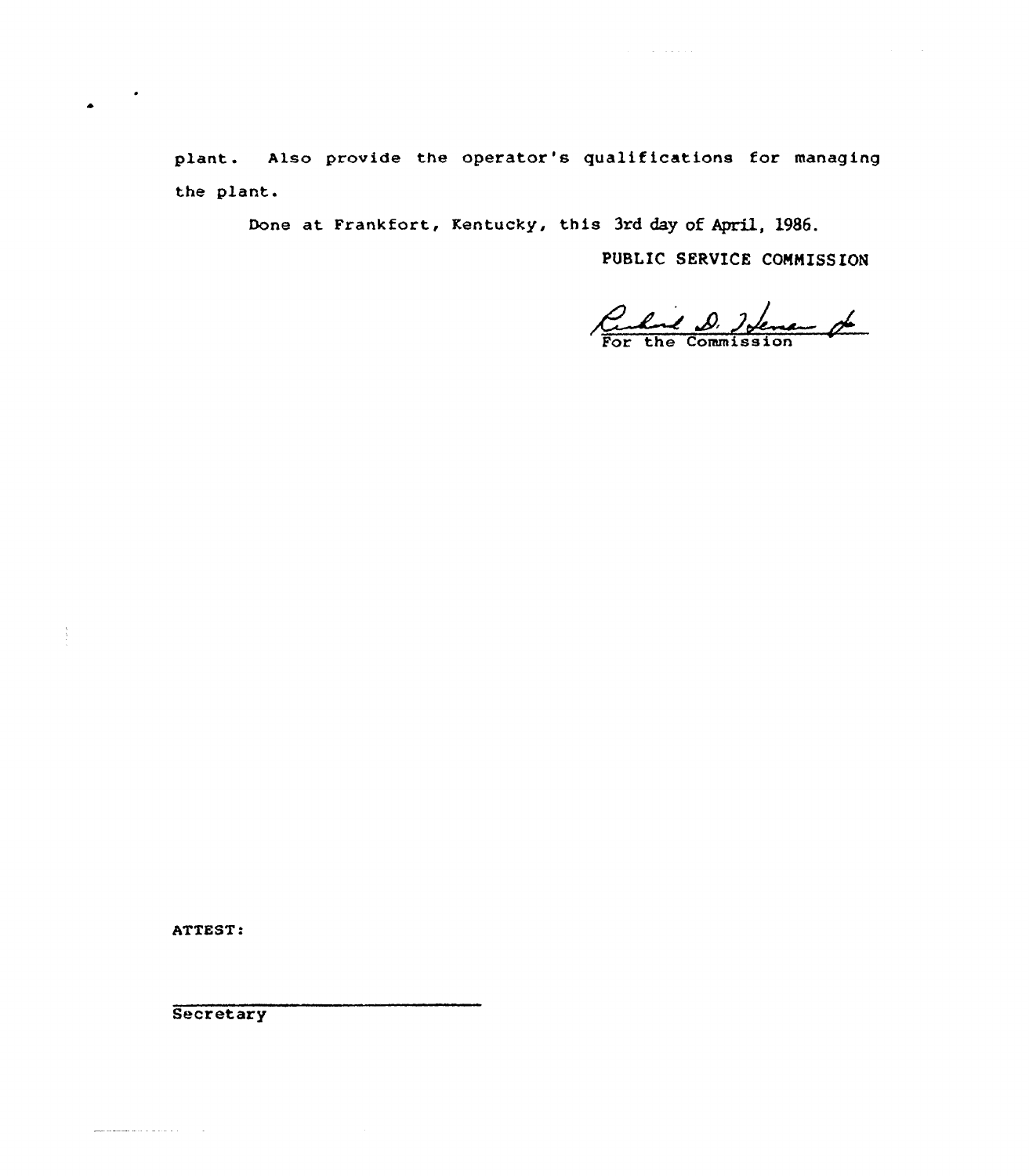plant. Also provide the operator's qualifications for managing the plant.

Done at Frankfort, Kentucky, this 3rd day of April, 1986.

PUBLIC SERVICE COMMISSION

For the Commission

ATTEST:

Secretary